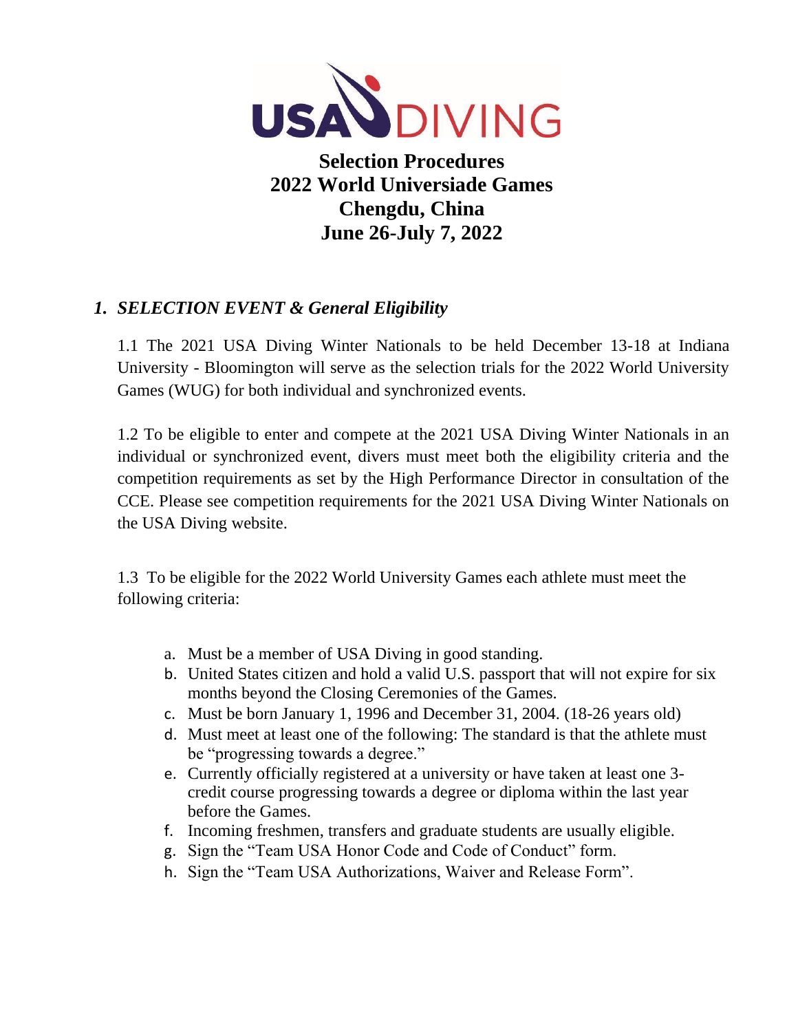# Selection Procedures
# 2022 World Universiade Games
# Chengdu, China
# June 26-July 7, 2022

## *1. SELECTION EVENT & General Eligibility*

1.1 The 2021 USA Diving Winter Nationals to be held December 13-18 at Indiana University - Bloomington will serve as the selection trials for the 2022 World University Games (WUG) for both individual and synchronized events.

1.2 To be eligible to enter and compete at the 2021 USA Diving Winter Nationals in an individual or synchronized event, divers must meet both the eligibility criteria and the competition requirements as set by the High Performance Director in consultation of the CCE. Please see competition requirements for the 2021 USA Diving Winter Nationals on the USA Diving website.

1.3 To be eligible for the 2022 World University Games each athlete must meet the following criteria:

a. Must be a member of USA Diving in good standing.
b. United States citizen and hold a valid U.S. passport that will not expire for six months beyond the Closing Ceremonies of the Games.
c. Must be born January 1, 1996 and December 31, 2004. (18-26 years old)
d. Must meet at least one of the following: The standard is that the athlete must be "progressing towards a degree."
e. Currently officially registered at a university or have taken at least one 3-credit course progressing towards a degree or diploma within the last year before the Games.
f. Incoming freshmen, transfers and graduate students are usually eligible.
g. Sign the "Team USA Honor Code and Code of Conduct" form.
h. Sign the "Team USA Authorizations, Waiver and Release Form".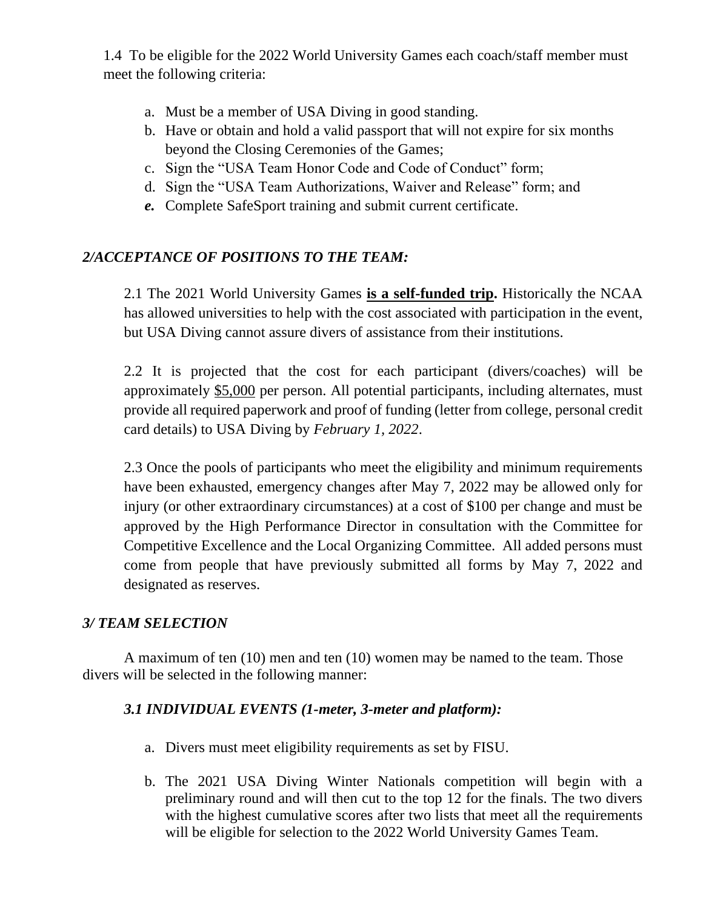1.4 To be eligible for the 2022 World University Games each coach/staff member must meet the following criteria:

a. Must be a member of USA Diving in good standing.
b. Have or obtain and hold a valid passport that will not expire for six months beyond the Closing Ceremonies of the Games;
c. Sign the "USA Team Honor Code and Code of Conduct" form;
d. Sign the "USA Team Authorizations, Waiver and Release" form; and
***e.*** Complete SafeSport training and submit current certificate.

### *2/ACCEPTANCE OF POSITIONS TO THE TEAM:*

2.1 The 2021 World University Games **is a self-funded trip.** Historically the NCAA has allowed universities to help with the cost associated with participation in the event, but USA Diving cannot assure divers of assistance from their institutions.

2.2 It is projected that the cost for each participant (divers/coaches) will be approximately $5,000 per person. All potential participants, including alternates, must provide all required paperwork and proof of funding (letter from college, personal credit card details) to USA Diving by *February 1, 2022*.

2.3 Once the pools of participants who meet the eligibility and minimum requirements have been exhausted, emergency changes after May 7, 2022 may be allowed only for injury (or other extraordinary circumstances) at a cost of $100 per change and must be approved by the High Performance Director in consultation with the Committee for Competitive Excellence and the Local Organizing Committee. All added persons must come from people that have previously submitted all forms by May 7, 2022 and designated as reserves.

### *3/ TEAM SELECTION*

A maximum of ten (10) men and ten (10) women may be named to the team. Those divers will be selected in the following manner:

#### *3.1 INDIVIDUAL EVENTS (1-meter, 3-meter and platform):*

a. Divers must meet eligibility requirements as set by FISU.

b. The 2021 USA Diving Winter Nationals competition will begin with a preliminary round and will then cut to the top 12 for the finals. The two divers with the highest cumulative scores after two lists that meet all the requirements will be eligible for selection to the 2022 World University Games Team.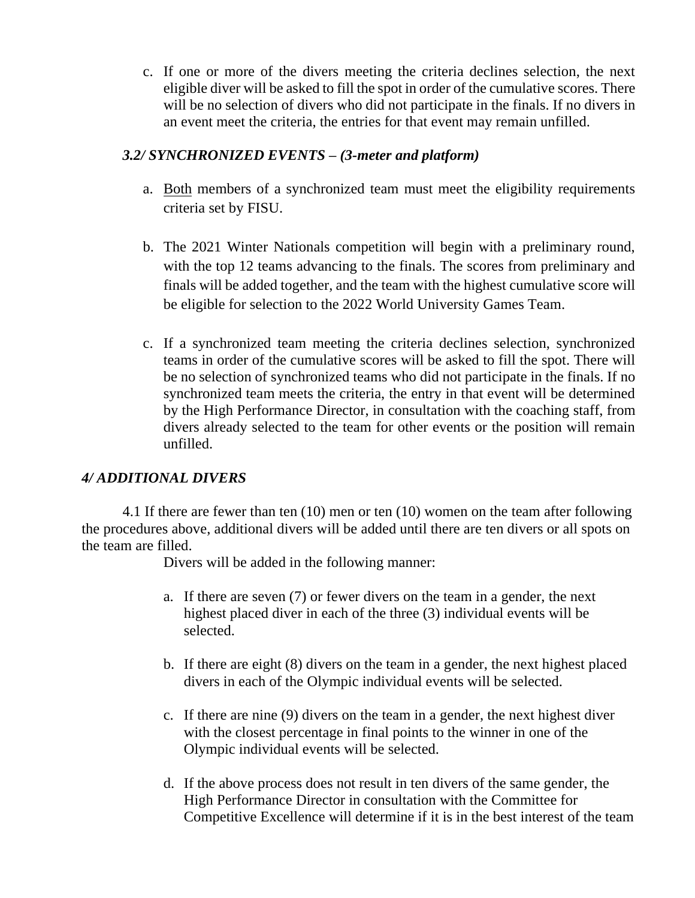c. If one or more of the divers meeting the criteria declines selection, the next eligible diver will be asked to fill the spot in order of the cumulative scores. There will be no selection of divers who did not participate in the finals. If no divers in an event meet the criteria, the entries for that event may remain unfilled.

### *3.2/ SYNCHRONIZED EVENTS – (3-meter and platform)*

a. Both members of a synchronized team must meet the eligibility requirements criteria set by FISU.

b. The 2021 Winter Nationals competition will begin with a preliminary round, with the top 12 teams advancing to the finals. The scores from preliminary and finals will be added together, and the team with the highest cumulative score will be eligible for selection to the 2022 World University Games Team.

c. If a synchronized team meeting the criteria declines selection, synchronized teams in order of the cumulative scores will be asked to fill the spot. There will be no selection of synchronized teams who did not participate in the finals. If no synchronized team meets the criteria, the entry in that event will be determined by the High Performance Director, in consultation with the coaching staff, from divers already selected to the team for other events or the position will remain unfilled.

## *4/ ADDITIONAL DIVERS*

4.1 If there are fewer than ten (10) men or ten (10) women on the team after following the procedures above, additional divers will be added until there are ten divers or all spots on the team are filled.

Divers will be added in the following manner:

a. If there are seven (7) or fewer divers on the team in a gender, the next highest placed diver in each of the three (3) individual events will be selected.

b. If there are eight (8) divers on the team in a gender, the next highest placed divers in each of the Olympic individual events will be selected.

c. If there are nine (9) divers on the team in a gender, the next highest diver with the closest percentage in final points to the winner in one of the Olympic individual events will be selected.

d. If the above process does not result in ten divers of the same gender, the High Performance Director in consultation with the Committee for Competitive Excellence will determine if it is in the best interest of the team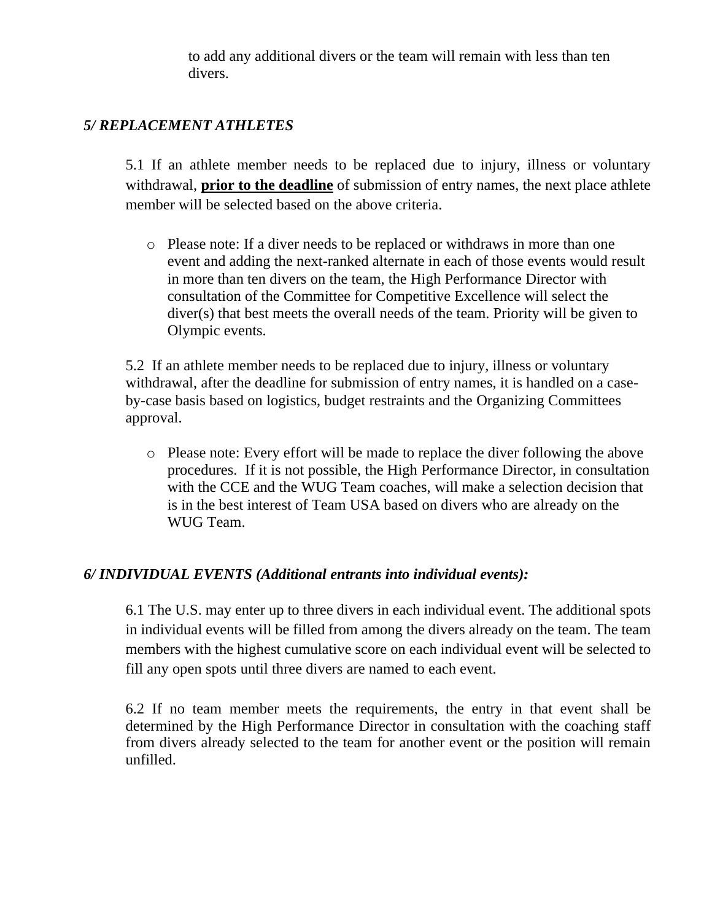to add any additional divers or the team will remain with less than ten divers.

### *5/ REPLACEMENT ATHLETES*

5.1 If an athlete member needs to be replaced due to injury, illness or voluntary withdrawal, **prior to the deadline** of submission of entry names, the next place athlete member will be selected based on the above criteria.

- Please note: If a diver needs to be replaced or withdraws in more than one event and adding the next-ranked alternate in each of those events would result in more than ten divers on the team, the High Performance Director with consultation of the Committee for Competitive Excellence will select the diver(s) that best meets the overall needs of the team. Priority will be given to Olympic events.

5.2 If an athlete member needs to be replaced due to injury, illness or voluntary withdrawal, after the deadline for submission of entry names, it is handled on a case-by-case basis based on logistics, budget restraints and the Organizing Committees approval.

- Please note: Every effort will be made to replace the diver following the above procedures. If it is not possible, the High Performance Director, in consultation with the CCE and the WUG Team coaches, will make a selection decision that is in the best interest of Team USA based on divers who are already on the WUG Team.

### *6/ INDIVIDUAL EVENTS (Additional entrants into individual events):*

6.1 The U.S. may enter up to three divers in each individual event. The additional spots in individual events will be filled from among the divers already on the team. The team members with the highest cumulative score on each individual event will be selected to fill any open spots until three divers are named to each event.

6.2 If no team member meets the requirements, the entry in that event shall be determined by the High Performance Director in consultation with the coaching staff from divers already selected to the team for another event or the position will remain unfilled.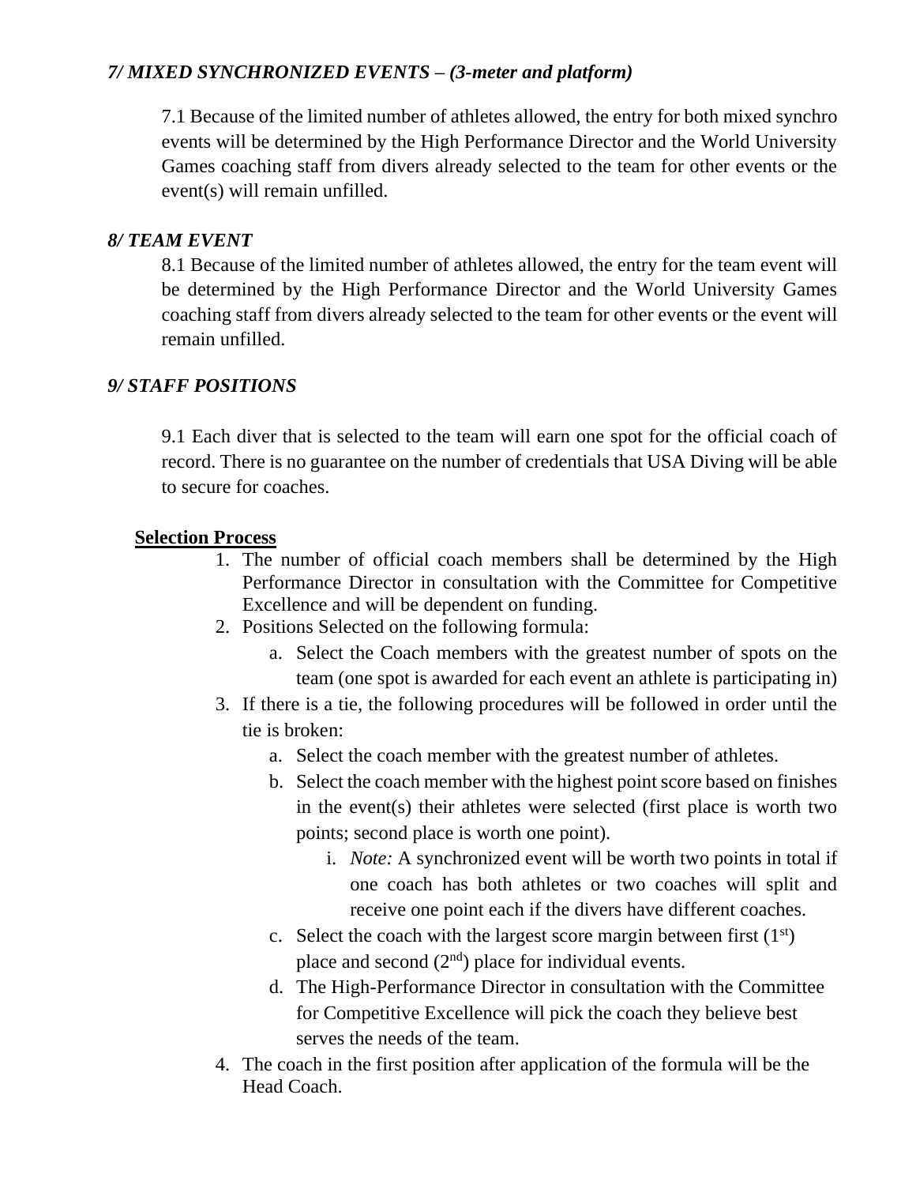### *7/ MIXED SYNCHRONIZED EVENTS – (3-meter and platform)*

7.1 Because of the limited number of athletes allowed, the entry for both mixed synchro events will be determined by the High Performance Director and the World University Games coaching staff from divers already selected to the team for other events or the event(s) will remain unfilled.

### *8/ TEAM EVENT*

8.1 Because of the limited number of athletes allowed, the entry for the team event will be determined by the High Performance Director and the World University Games coaching staff from divers already selected to the team for other events or the event will remain unfilled.

### *9/ STAFF POSITIONS*

9.1 Each diver that is selected to the team will earn one spot for the official coach of record. There is no guarantee on the number of credentials that USA Diving will be able to secure for coaches.

**Selection Process**

1. The number of official coach members shall be determined by the High Performance Director in consultation with the Committee for Competitive Excellence and will be dependent on funding.
2. Positions Selected on the following formula:
   a. Select the Coach members with the greatest number of spots on the team (one spot is awarded for each event an athlete is participating in)
3. If there is a tie, the following procedures will be followed in order until the tie is broken:
   a. Select the coach member with the greatest number of athletes.
   b. Select the coach member with the highest point score based on finishes in the event(s) their athletes were selected (first place is worth two points; second place is worth one point).
      i. *Note:* A synchronized event will be worth two points in total if one coach has both athletes or two coaches will split and receive one point each if the divers have different coaches.
   c. Select the coach with the largest score margin between first (1st) place and second (2nd) place for individual events.
   d. The High-Performance Director in consultation with the Committee for Competitive Excellence will pick the coach they believe best serves the needs of the team.
4. The coach in the first position after application of the formula will be the Head Coach.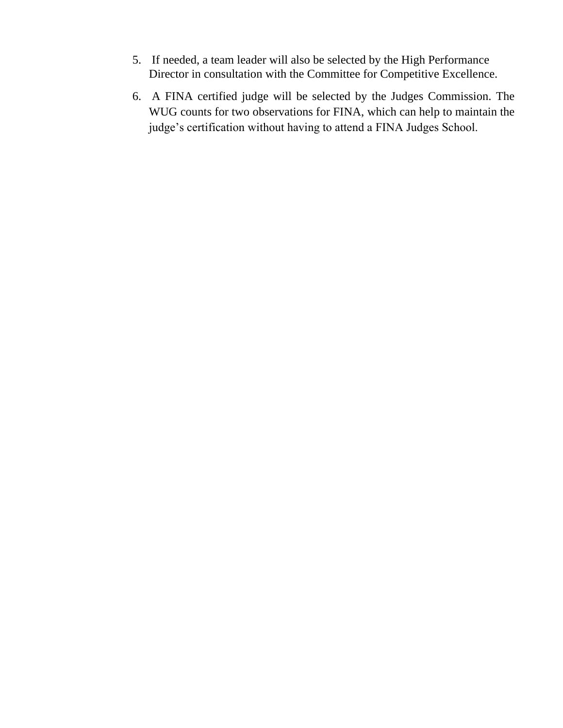5. If needed, a team leader will also be selected by the High Performance Director in consultation with the Committee for Competitive Excellence.
6. A FINA certified judge will be selected by the Judges Commission. The WUG counts for two observations for FINA, which can help to maintain the judge's certification without having to attend a FINA Judges School.